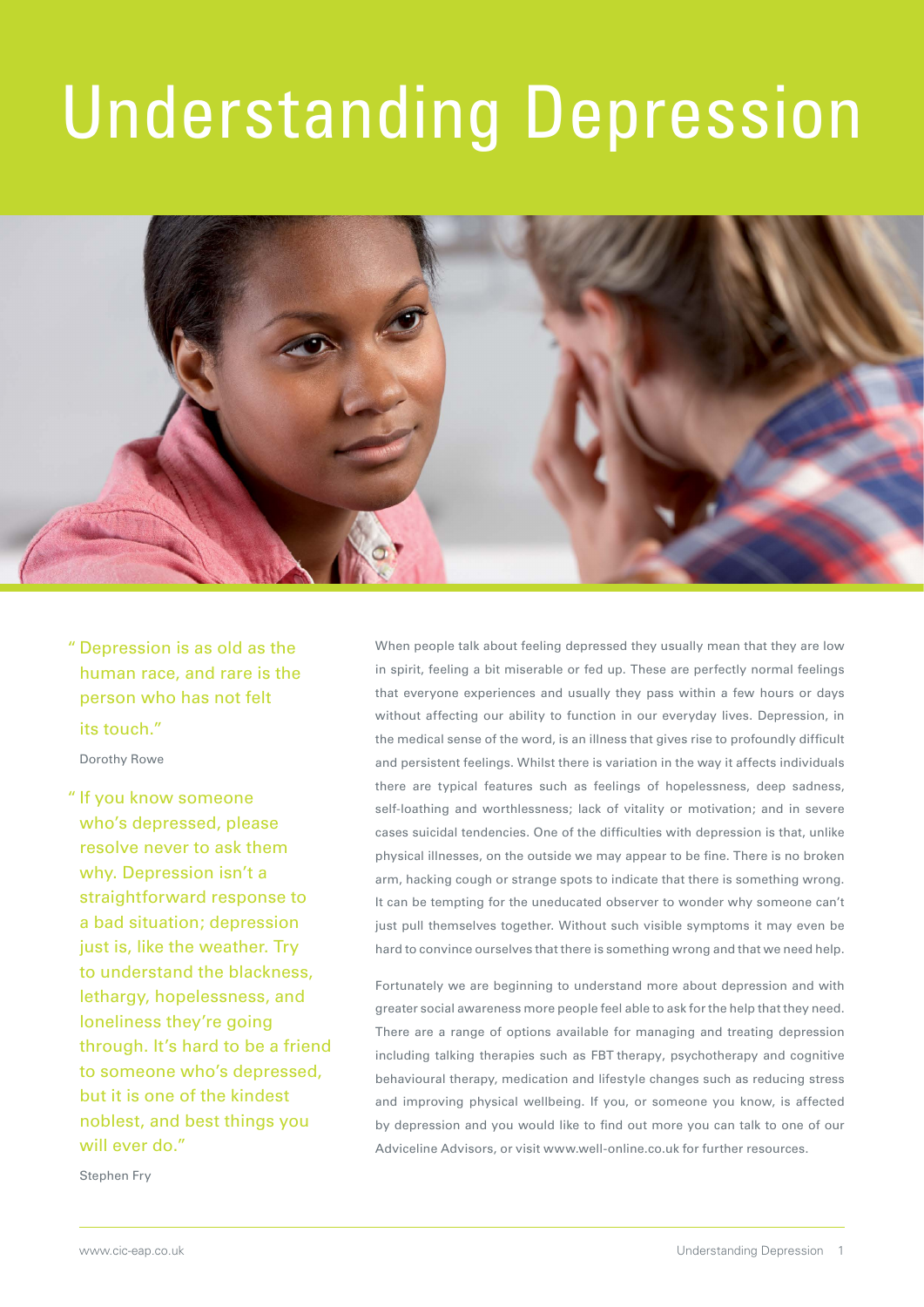# Understanding Depression

> "Depression is as old as the human race, and rare is the person who has not felt its touch."
>
> Dorothy Rowe

> "If you know someone who's depressed, please resolve never to ask them why. Depression isn't a straightforward response to a bad situation; depression just is, like the weather. Try to understand the blackness, lethargy, hopelessness, and loneliness they're going through. It's hard to be a friend to someone who's depressed, but it is one of the kindest noblest, and best things you will ever do."
>
> Stephen Fry

When people talk about feeling depressed they usually mean that they are low in spirit, feeling a bit miserable or fed up. These are perfectly normal feelings that everyone experiences and usually they pass within a few hours or days without affecting our ability to function in our everyday lives. Depression, in the medical sense of the word, is an illness that gives rise to profoundly difficult and persistent feelings. Whilst there is variation in the way it affects individuals there are typical features such as feelings of hopelessness, deep sadness, self-loathing and worthlessness; lack of vitality or motivation; and in severe cases suicidal tendencies. One of the difficulties with depression is that, unlike physical illnesses, on the outside we may appear to be fine. There is no broken arm, hacking cough or strange spots to indicate that there is something wrong. It can be tempting for the uneducated observer to wonder why someone can't just pull themselves together. Without such visible symptoms it may even be hard to convince ourselves that there is something wrong and that we need help.

Fortunately we are beginning to understand more about depression and with greater social awareness more people feel able to ask for the help that they need. There are a range of options available for managing and treating depression including talking therapies such as FBT therapy, psychotherapy and cognitive behavioural therapy, medication and lifestyle changes such as reducing stress and improving physical wellbeing. If you, or someone you know, is affected by depression and you would like to find out more you can talk to one of our Adviceline Advisors, or visit www.well-online.co.uk for further resources.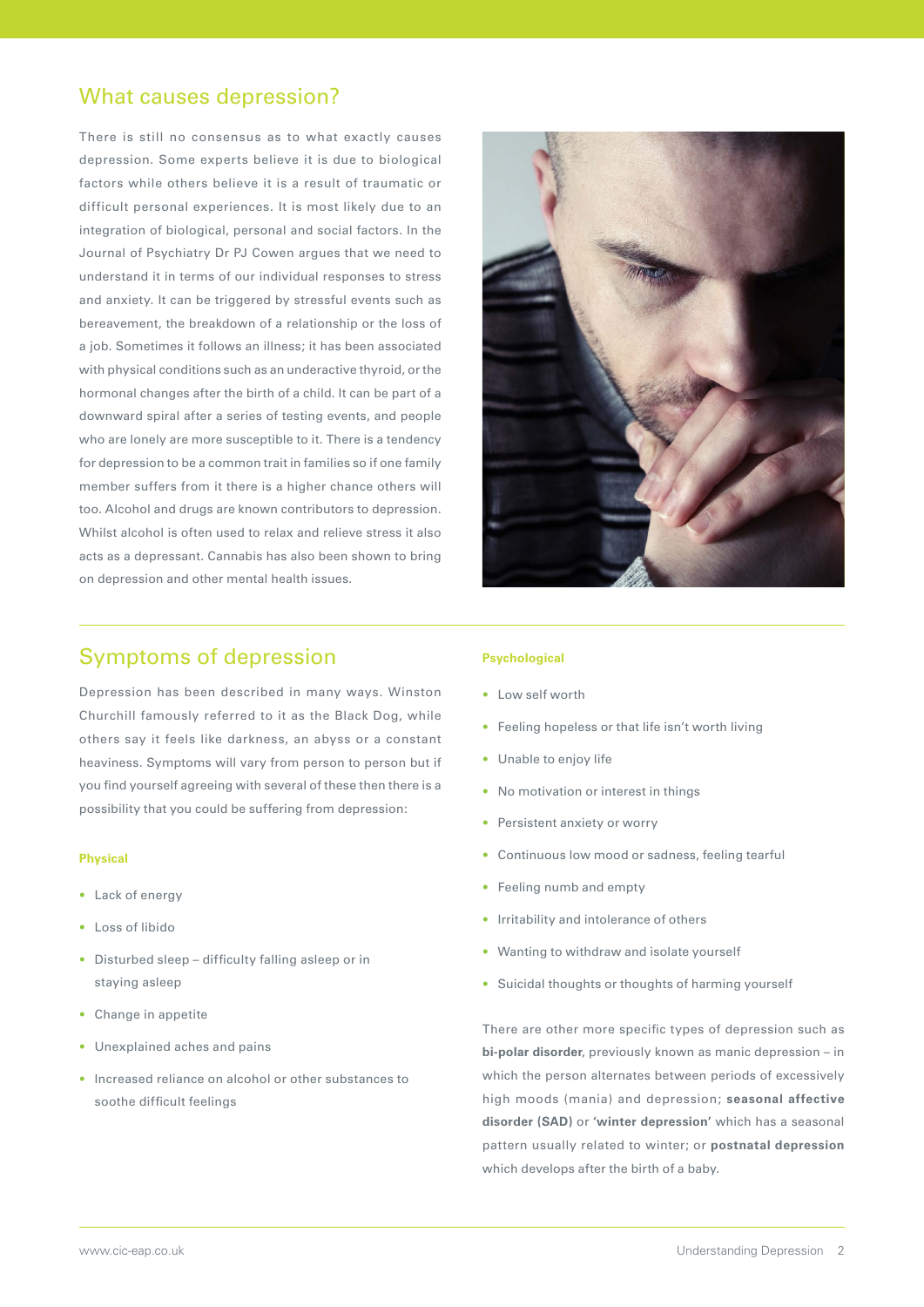## What causes depression?

There is still no consensus as to what exactly causes depression. Some experts believe it is due to biological factors while others believe it is a result of traumatic or difficult personal experiences. It is most likely due to an integration of biological, personal and social factors. In the Journal of Psychiatry Dr PJ Cowen argues that we need to understand it in terms of our individual responses to stress and anxiety. It can be triggered by stressful events such as bereavement, the breakdown of a relationship or the loss of a job. Sometimes it follows an illness; it has been associated with physical conditions such as an underactive thyroid, or the hormonal changes after the birth of a child. It can be part of a downward spiral after a series of testing events, and people who are lonely are more susceptible to it. There is a tendency for depression to be a common trait in families so if one family member suffers from it there is a higher chance others will too. Alcohol and drugs are known contributors to depression. Whilst alcohol is often used to relax and relieve stress it also acts as a depressant. Cannabis has also been shown to bring on depression and other mental health issues.

## Symptoms of depression

Depression has been described in many ways. Winston Churchill famously referred to it as the Black Dog, while others say it feels like darkness, an abyss or a constant heaviness. Symptoms will vary from person to person but if you find yourself agreeing with several of these then there is a possibility that you could be suffering from depression:

### Physical

- Lack of energy
- Loss of libido
- Disturbed sleep – difficulty falling asleep or in staying asleep
- Change in appetite
- Unexplained aches and pains
- Increased reliance on alcohol or other substances to soothe difficult feelings

### Psychological

- Low self worth
- Feeling hopeless or that life isn't worth living
- Unable to enjoy life
- No motivation or interest in things
- Persistent anxiety or worry
- Continuous low mood or sadness, feeling tearful
- Feeling numb and empty
- Irritability and intolerance of others
- Wanting to withdraw and isolate yourself
- Suicidal thoughts or thoughts of harming yourself

There are other more specific types of depression such as **bi-polar disorder**, previously known as manic depression – in which the person alternates between periods of excessively high moods (mania) and depression; **seasonal affective disorder (SAD)** or **'winter depression'** which has a seasonal pattern usually related to winter; or **postnatal depression** which develops after the birth of a baby.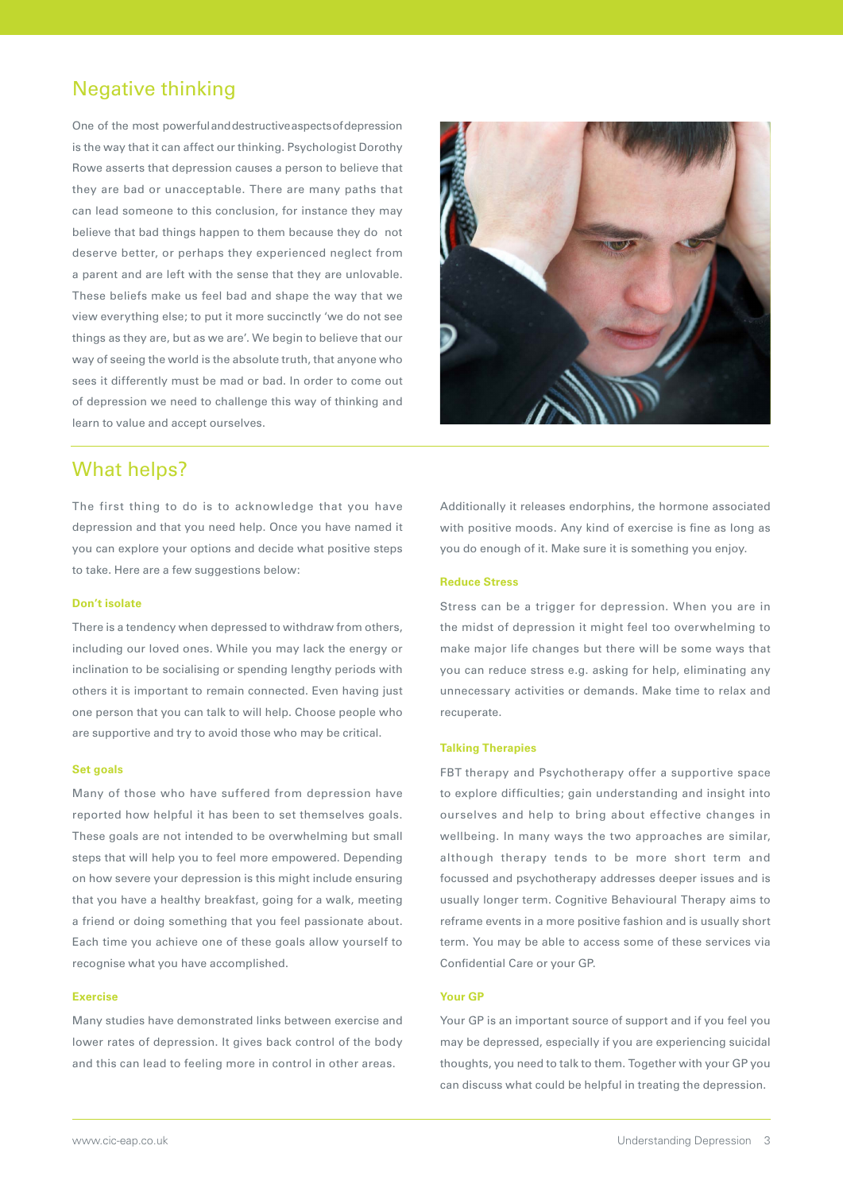## Negative thinking

One of the most powerful and destructive aspects of depression is the way that it can affect our thinking. Psychologist Dorothy Rowe asserts that depression causes a person to believe that they are bad or unacceptable. There are many paths that can lead someone to this conclusion, for instance they may believe that bad things happen to them because they do not deserve better, or perhaps they experienced neglect from a parent and are left with the sense that they are unlovable. These beliefs make us feel bad and shape the way that we view everything else; to put it more succinctly 'we do not see things as they are, but as we are'. We begin to believe that our way of seeing the world is the absolute truth, that anyone who sees it differently must be mad or bad. In order to come out of depression we need to challenge this way of thinking and learn to value and accept ourselves.

## What helps?

The first thing to do is to acknowledge that you have depression and that you need help. Once you have named it you can explore your options and decide what positive steps to take. Here are a few suggestions below:

### Don't isolate

There is a tendency when depressed to withdraw from others, including our loved ones. While you may lack the energy or inclination to be socialising or spending lengthy periods with others it is important to remain connected. Even having just one person that you can talk to will help. Choose people who are supportive and try to avoid those who may be critical.

### Set goals

Many of those who have suffered from depression have reported how helpful it has been to set themselves goals. These goals are not intended to be overwhelming but small steps that will help you to feel more empowered. Depending on how severe your depression is this might include ensuring that you have a healthy breakfast, going for a walk, meeting a friend or doing something that you feel passionate about. Each time you achieve one of these goals allow yourself to recognise what you have accomplished.

### Exercise

Many studies have demonstrated links between exercise and lower rates of depression. It gives back control of the body and this can lead to feeling more in control in other areas. Additionally it releases endorphins, the hormone associated with positive moods. Any kind of exercise is fine as long as you do enough of it. Make sure it is something you enjoy.

### Reduce Stress

Stress can be a trigger for depression. When you are in the midst of depression it might feel too overwhelming to make major life changes but there will be some ways that you can reduce stress e.g. asking for help, eliminating any unnecessary activities or demands. Make time to relax and recuperate.

### Talking Therapies

FBT therapy and Psychotherapy offer a supportive space to explore difficulties; gain understanding and insight into ourselves and help to bring about effective changes in wellbeing. In many ways the two approaches are similar, although therapy tends to be more short term and focussed and psychotherapy addresses deeper issues and is usually longer term. Cognitive Behavioural Therapy aims to reframe events in a more positive fashion and is usually short term. You may be able to access some of these services via Confidential Care or your GP.

### Your GP

Your GP is an important source of support and if you feel you may be depressed, especially if you are experiencing suicidal thoughts, you need to talk to them. Together with your GP you can discuss what could be helpful in treating the depression.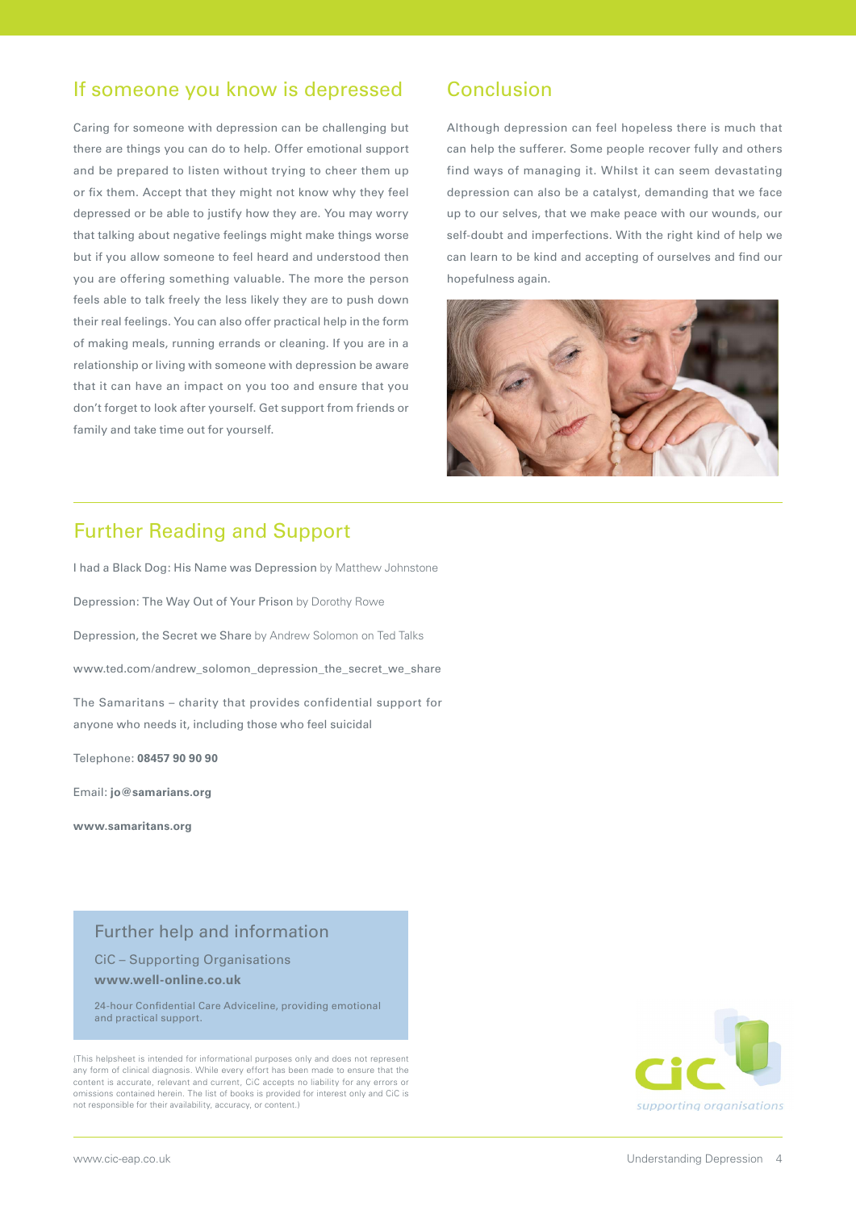## If someone you know is depressed

Caring for someone with depression can be challenging but there are things you can do to help. Offer emotional support and be prepared to listen without trying to cheer them up or fix them. Accept that they might not know why they feel depressed or be able to justify how they are. You may worry that talking about negative feelings might make things worse but if you allow someone to feel heard and understood then you are offering something valuable. The more the person feels able to talk freely the less likely they are to push down their real feelings. You can also offer practical help in the form of making meals, running errands or cleaning. If you are in a relationship or living with someone with depression be aware that it can have an impact on you too and ensure that you don't forget to look after yourself. Get support from friends or family and take time out for yourself.

## Conclusion

Although depression can feel hopeless there is much that can help the sufferer. Some people recover fully and others find ways of managing it. Whilst it can seem devastating depression can also be a catalyst, demanding that we face up to our selves, that we make peace with our wounds, our self-doubt and imperfections. With the right kind of help we can learn to be kind and accepting of ourselves and find our hopefulness again.

## Further Reading and Support

I had a Black Dog: His Name was Depression by Matthew Johnstone

Depression: The Way Out of Your Prison by Dorothy Rowe

Depression, the Secret we Share by Andrew Solomon on Ted Talks

www.ted.com/andrew_solomon_depression_the_secret_we_share

The Samaritans – charity that provides confidential support for anyone who needs it, including those who feel suicidal

Telephone: **08457 90 90 90**

Email: **jo@samaritans.org**

**www.samaritans.org**

### Further help and information

CiC – Supporting Organisations

**www.well-online.co.uk**

24-hour Confidential Care Adviceline, providing emotional and practical support.

(This helpsheet is intended for informational purposes only and does not represent any form of clinical diagnosis. While every effort has been made to ensure that the content is accurate, relevant and current, CiC accepts no liability for any errors or omissions contained herein. The list of books is provided for interest only and CiC is not responsible for their availability, accuracy, or content.)

CiC supporting organisations